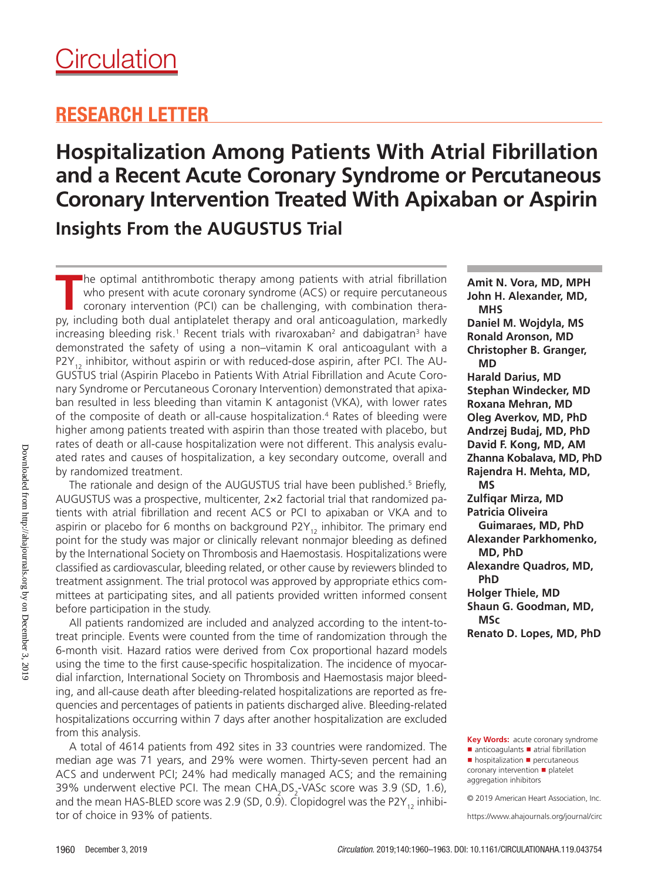# Circulation

## RESEARCH LETTER

# Hospitalization Among Patients With Atrial Fibrillation and a Recent Acute Coronary Syndrome or Percutaneous Coronary Intervention Treated With Apixaban or Aspirin

## Insights From the AUGUSTUS Trial

**Amit N. Vora, MD, MPH**
**John H. Alexander, MD, MHS**
**Daniel M. Wojdyla, MS**
**Ronald Aronson, MD**
**Christopher B. Granger, MD**
**Harald Darius, MD**
**Stephan Windecker, MD**
**Roxana Mehran, MD**
**Oleg Averkov, MD, PhD**
**Andrzej Budaj, MD, PhD**
**David F. Kong, MD, AM**
**Zhanna Kobalava, MD, PhD**
**Rajendra H. Mehta, MD, MS**
**Zulfiqar Mirza, MD**
**Patricia Oliveira Guimaraes, MD, PhD**
**Alexander Parkhomenko, MD, PhD**
**Alexandre Quadros, MD, PhD**
**Holger Thiele, MD**
**Shaun G. Goodman, MD, MSc**
**Renato D. Lopes, MD, PhD**

The optimal antithrombotic therapy among patients with atrial fibrillation who present with acute coronary syndrome (ACS) or require percutaneous coronary intervention (PCI) can be challenging, with combination therapy, including both dual antiplatelet therapy and oral anticoagulation, markedly increasing bleeding risk.[1] Recent trials with rivaroxaban[2] and dabigatran[3] have demonstrated the safety of using a non–vitamin K oral anticoagulant with a $P2Y_{12}$ inhibitor, without aspirin or with reduced-dose aspirin, after PCI. The AUGUSTUS trial (Aspirin Placebo in Patients With Atrial Fibrillation and Acute Coronary Syndrome or Percutaneous Coronary Intervention) demonstrated that apixaban resulted in less bleeding than vitamin K antagonist (VKA), with lower rates of the composite of death or all-cause hospitalization.[4] Rates of bleeding were higher among patients treated with aspirin than those treated with placebo, but rates of death or all-cause hospitalization were not different. This analysis evaluated rates and causes of hospitalization, a key secondary outcome, overall and by randomized treatment.

The rationale and design of the AUGUSTUS trial have been published.[5] Briefly, AUGUSTUS was a prospective, multicenter, 2×2 factorial trial that randomized patients with atrial fibrillation and recent ACS or PCI to apixaban or VKA and to aspirin or placebo for 6 months on background $P2Y_{12}$ inhibitor. The primary end point for the study was major or clinically relevant nonmajor bleeding as defined by the International Society on Thrombosis and Haemostasis. Hospitalizations were classified as cardiovascular, bleeding related, or other cause by reviewers blinded to treatment assignment. The trial protocol was approved by appropriate ethics committees at participating sites, and all patients provided written informed consent before participation in the study.

All patients randomized are included and analyzed according to the intent-to-treat principle. Events were counted from the time of randomization through the 6-month visit. Hazard ratios were derived from Cox proportional hazard models using the time to the first cause-specific hospitalization. The incidence of myocardial infarction, International Society on Thrombosis and Haemostasis major bleeding, and all-cause death after bleeding-related hospitalizations are reported as frequencies and percentages of patients in patients discharged alive. Bleeding-related hospitalizations occurring within 7 days after another hospitalization are excluded from this analysis.

A total of 4614 patients from 492 sites in 33 countries were randomized. The median age was 71 years, and 29% were women. Thirty-seven percent had an ACS and underwent PCI; 24% had medically managed ACS; and the remaining 39% underwent elective PCI. The mean $CHA_2DS_2$-VASc score was 3.9 (SD, 1.6), and the mean HAS-BLED score was 2.9 (SD, 0.9). Clopidogrel was the $P2Y_{12}$ inhibitor of choice in 93% of patients.

**Key Words:** acute coronary syndrome ■ anticoagulants ■ atrial fibrillation ■ hospitalization ■ percutaneous coronary intervention ■ platelet aggregation inhibitors

© 2019 American Heart Association, Inc.

https://www.ahajournals.org/journal/circ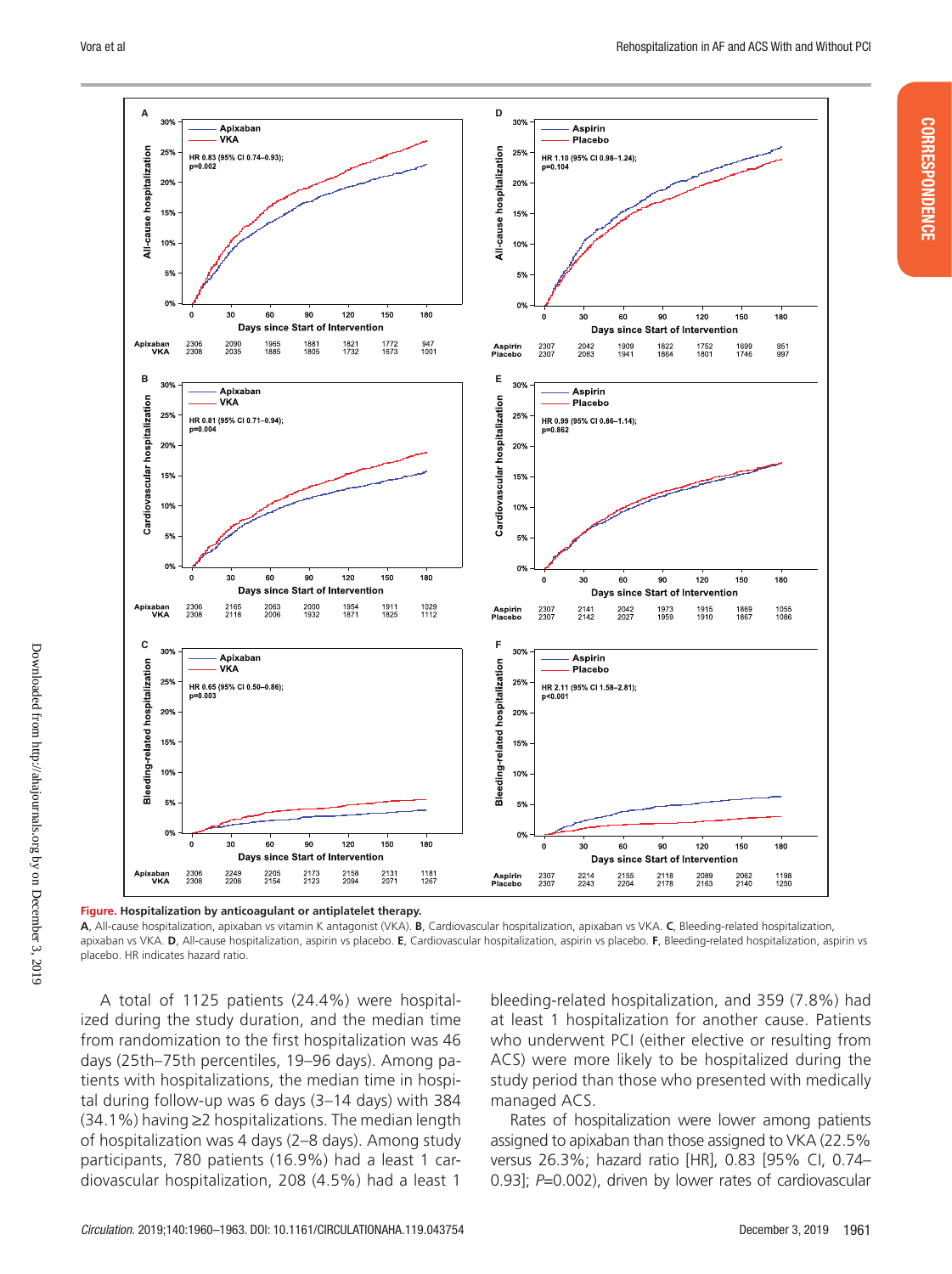**Figure. Hospitalization by anticoagulant or antiplatelet therapy.**

**A**, All-cause hospitalization, apixaban vs vitamin K antagonist (VKA). **B**, Cardiovascular hospitalization, apixaban vs VKA. **C**, Bleeding-related hospitalization, apixaban vs VKA. **D**, All-cause hospitalization, aspirin vs placebo. **E**, Cardiovascular hospitalization, aspirin vs placebo. **F**, Bleeding-related hospitalization, aspirin vs placebo. HR indicates hazard ratio.

A total of 1125 patients (24.4%) were hospitalized during the study duration, and the median time from randomization to the first hospitalization was 46 days (25th–75th percentiles, 19–96 days). Among patients with hospitalizations, the median time in hospital during follow-up was 6 days (3–14 days) with 384 (34.1%) having ≥2 hospitalizations. The median length of hospitalization was 4 days (2–8 days). Among study participants, 780 patients (16.9%) had a least 1 cardiovascular hospitalization, 208 (4.5%) had a least 1 bleeding-related hospitalization, and 359 (7.8%) had at least 1 hospitalization for another cause. Patients who underwent PCI (either elective or resulting from ACS) were more likely to be hospitalized during the study period than those who presented with medically managed ACS.

Rates of hospitalization were lower among patients assigned to apixaban than those assigned to VKA (22.5% versus 26.3%; hazard ratio [HR], 0.83 [95% CI, 0.74–0.93]; *P*=0.002), driven by lower rates of cardiovascular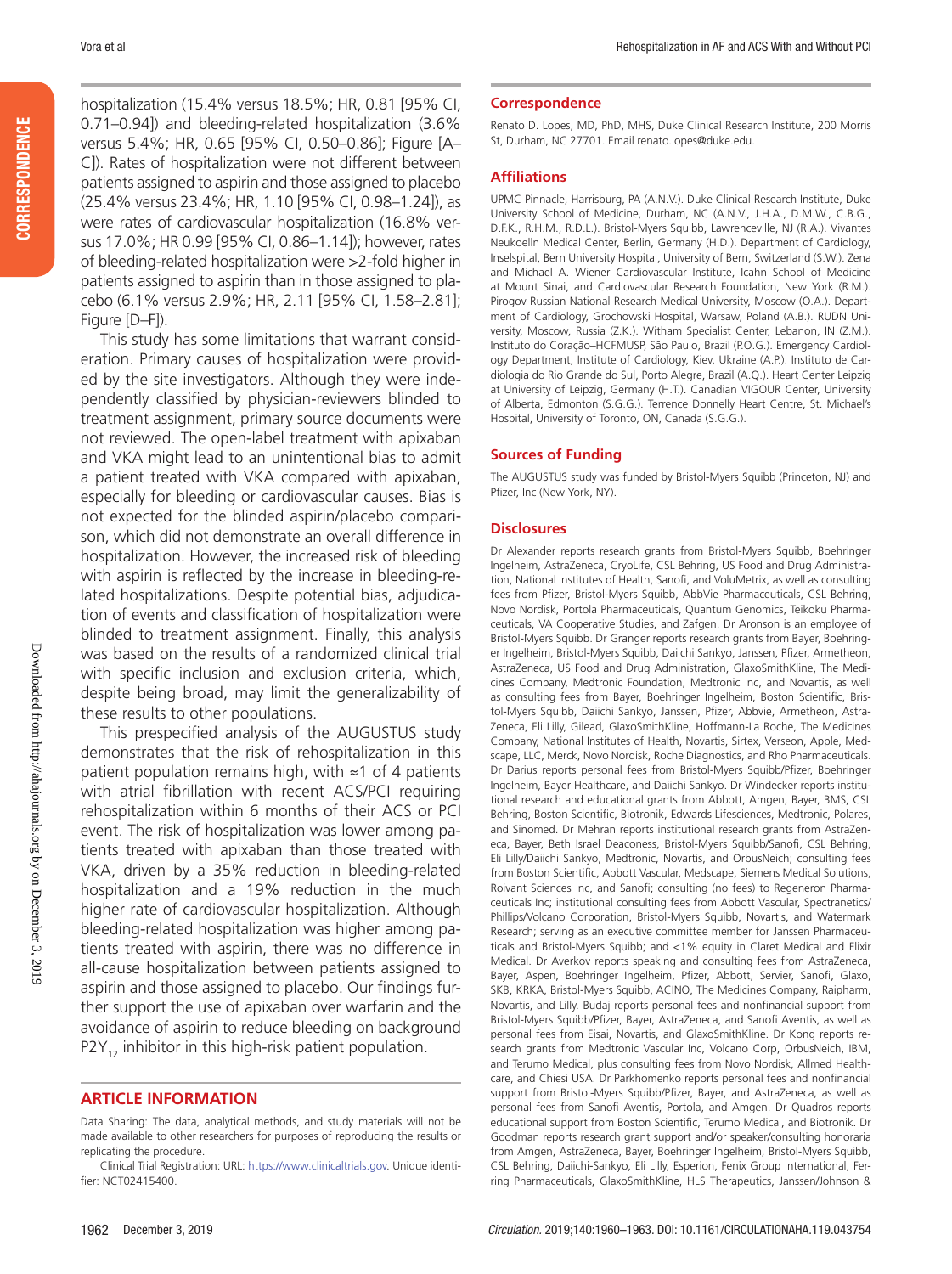hospitalization (15.4% versus 18.5%; HR, 0.81 [95% CI, 0.71–0.94]) and bleeding-related hospitalization (3.6% versus 5.4%; HR, 0.65 [95% CI, 0.50–0.86]; Figure [A–C]). Rates of hospitalization were not different between patients assigned to aspirin and those assigned to placebo (25.4% versus 23.4%; HR, 1.10 [95% CI, 0.98–1.24]), as were rates of cardiovascular hospitalization (16.8% versus 17.0%; HR 0.99 [95% CI, 0.86–1.14]); however, rates of bleeding-related hospitalization were >2-fold higher in patients assigned to aspirin than in those assigned to placebo (6.1% versus 2.9%; HR, 2.11 [95% CI, 1.58–2.81]; Figure [D–F]).

This study has some limitations that warrant consideration. Primary causes of hospitalization were provided by the site investigators. Although they were independently classified by physician-reviewers blinded to treatment assignment, primary source documents were not reviewed. The open-label treatment with apixaban and VKA might lead to an unintentional bias to admit a patient treated with VKA compared with apixaban, especially for bleeding or cardiovascular causes. Bias is not expected for the blinded aspirin/placebo comparison, which did not demonstrate an overall difference in hospitalization. However, the increased risk of bleeding with aspirin is reflected by the increase in bleeding-related hospitalizations. Despite potential bias, adjudication of events and classification of hospitalization were blinded to treatment assignment. Finally, this analysis was based on the results of a randomized clinical trial with specific inclusion and exclusion criteria, which, despite being broad, may limit the generalizability of these results to other populations.

This prespecified analysis of the AUGUSTUS study demonstrates that the risk of rehospitalization in this patient population remains high, with ≈1 of 4 patients with atrial fibrillation with recent ACS/PCI requiring rehospitalization within 6 months of their ACS or PCI event. The risk of hospitalization was lower among patients treated with apixaban than those treated with VKA, driven by a 35% reduction in bleeding-related hospitalization and a 19% reduction in the much higher rate of cardiovascular hospitalization. Although bleeding-related hospitalization was higher among patients treated with aspirin, there was no difference in all-cause hospitalization between patients assigned to aspirin and those assigned to placebo. Our findings further support the use of apixaban over warfarin and the avoidance of aspirin to reduce bleeding on background $P2Y_{12}$ inhibitor in this high-risk patient population.

## ARTICLE INFORMATION

Data Sharing: The data, analytical methods, and study materials will not be made available to other researchers for purposes of reproducing the results or replicating the procedure.

Clinical Trial Registration: URL: https://www.clinicaltrials.gov. Unique identifier: NCT02415400.

### Correspondence

Renato D. Lopes, MD, PhD, MHS, Duke Clinical Research Institute, 200 Morris St, Durham, NC 27701. Email renato.lopes@duke.edu.

### Affiliations

UPMC Pinnacle, Harrisburg, PA (A.N.V.). Duke Clinical Research Institute, Duke University School of Medicine, Durham, NC (A.N.V., J.H.A., D.M.W., C.B.G., D.F.K., R.H.M., R.D.L.). Bristol-Myers Squibb, Lawrenceville, NJ (R.A.). Vivantes Neukoelln Medical Center, Berlin, Germany (H.D.). Department of Cardiology, Inselspital, Bern University Hospital, University of Bern, Switzerland (S.W.). Zena and Michael A. Wiener Cardiovascular Institute, Icahn School of Medicine at Mount Sinai, and Cardiovascular Research Foundation, New York (R.M.). Pirogov Russian National Research Medical University, Moscow (O.A.). Department of Cardiology, Grochowski Hospital, Warsaw, Poland (A.B.). RUDN University, Moscow, Russia (Z.K.). Witham Specialist Center, Lebanon, IN (Z.M.). Instituto do Coração–HCFMUSP, São Paulo, Brazil (P.O.G.). Emergency Cardiology Department, Institute of Cardiology, Kiev, Ukraine (A.P.). Instituto de Cardiologia do Rio Grande do Sul, Porto Alegre, Brazil (A.Q.). Heart Center Leipzig at University of Leipzig, Germany (H.T.). Canadian VIGOUR Center, University of Alberta, Edmonton (S.G.G.). Terrence Donnelly Heart Centre, St. Michael's Hospital, University of Toronto, ON, Canada (S.G.G.).

### Sources of Funding

The AUGUSTUS study was funded by Bristol-Myers Squibb (Princeton, NJ) and Pfizer, Inc (New York, NY).

### Disclosures

Dr Alexander reports research grants from Bristol-Myers Squibb, Boehringer Ingelheim, AstraZeneca, CryoLife, CSL Behring, US Food and Drug Administration, National Institutes of Health, Sanofi, and VoluMetrix, as well as consulting fees from Pfizer, Bristol-Myers Squibb, AbbVie Pharmaceuticals, CSL Behring, Novo Nordisk, Portola Pharmaceuticals, Quantum Genomics, Teikoku Pharmaceuticals, VA Cooperative Studies, and Zafgen. Dr Aronson is an employee of Bristol-Myers Squibb. Dr Granger reports research grants from Bayer, Boehringer Ingelheim, Bristol-Myers Squibb, Daiichi Sankyo, Janssen, Pfizer, Armetheon, AstraZeneca, US Food and Drug Administration, GlaxoSmithKline, The Medicines Company, Medtronic Foundation, Medtronic Inc, and Novartis, as well as consulting fees from Bayer, Boehringer Ingelheim, Boston Scientific, Bristol-Myers Squibb, Daiichi Sankyo, Janssen, Pfizer, Abbvie, Armetheon, AstraZeneca, Eli Lilly, Gilead, GlaxoSmithKline, Hoffmann-La Roche, The Medicines Company, National Institutes of Health, Novartis, Sirtex, Verseon, Apple, Medscape, LLC, Merck, Novo Nordisk, Roche Diagnostics, and Rho Pharmaceuticals. Dr Darius reports personal fees from Bristol-Myers Squibb/Pfizer, Boehringer Ingelheim, Bayer Healthcare, and Daiichi Sankyo. Dr Windecker reports institutional research and educational grants from Abbott, Amgen, Bayer, BMS, CSL Behring, Boston Scientific, Biotronik, Edwards Lifesciences, Medtronic, Polares, and Sinomed. Dr Mehran reports institutional research grants from AstraZeneca, Bayer, Beth Israel Deaconess, Bristol-Myers Squibb/Sanofi, CSL Behring, Eli Lilly/Daiichi Sankyo, Medtronic, Novartis, and OrbusNeich; consulting fees from Boston Scientific, Abbott Vascular, Medscape, Siemens Medical Solutions, Roivant Sciences Inc, and Sanofi; consulting (no fees) to Regeneron Pharmaceuticals Inc; institutional consulting fees from Abbott Vascular, Spectranetics/Phillips/Volcano Corporation, Bristol-Myers Squibb, Novartis, and Watermark Research; serving as an executive committee member for Janssen Pharmaceuticals and Bristol-Myers Squibb; and <1% equity in Claret Medical and Elixir Medical. Dr Averkov reports speaking and consulting fees from AstraZeneca, Bayer, Aspen, Boehringer Ingelheim, Pfizer, Abbott, Servier, Sanofi, Glaxo, SKB, KRKA, Bristol-Myers Squibb, ACINO, The Medicines Company, Raipharm, Novartis, and Lilly. Budaj reports personal fees and nonfinancial support from Bristol-Myers Squibb/Pfizer, Bayer, AstraZeneca, and Sanofi Aventis, as well as personal fees from Eisai, Novartis, and GlaxoSmithKline. Dr Kong reports research grants from Medtronic Vascular Inc, Volcano Corp, OrbusNeich, IBM, and Terumo Medical, plus consulting fees from Novo Nordisk, Allmed Healthcare, and Chiesi USA. Dr Parkhomenko reports personal fees and nonfinancial support from Bristol-Myers Squibb/Pfizer, Bayer, and AstraZeneca, as well as personal fees from Sanofi Aventis, Portola, and Amgen. Dr Quadros reports educational support from Boston Scientific, Terumo Medical, and Biotronik. Dr Goodman reports research grant support and/or speaker/consulting honoraria from Amgen, AstraZeneca, Bayer, Boehringer Ingelheim, Bristol-Myers Squibb, CSL Behring, Daiichi-Sankyo, Eli Lilly, Esperion, Fenix Group International, Ferring Pharmaceuticals, GlaxoSmithKline, HLS Therapeutics, Janssen/Johnson &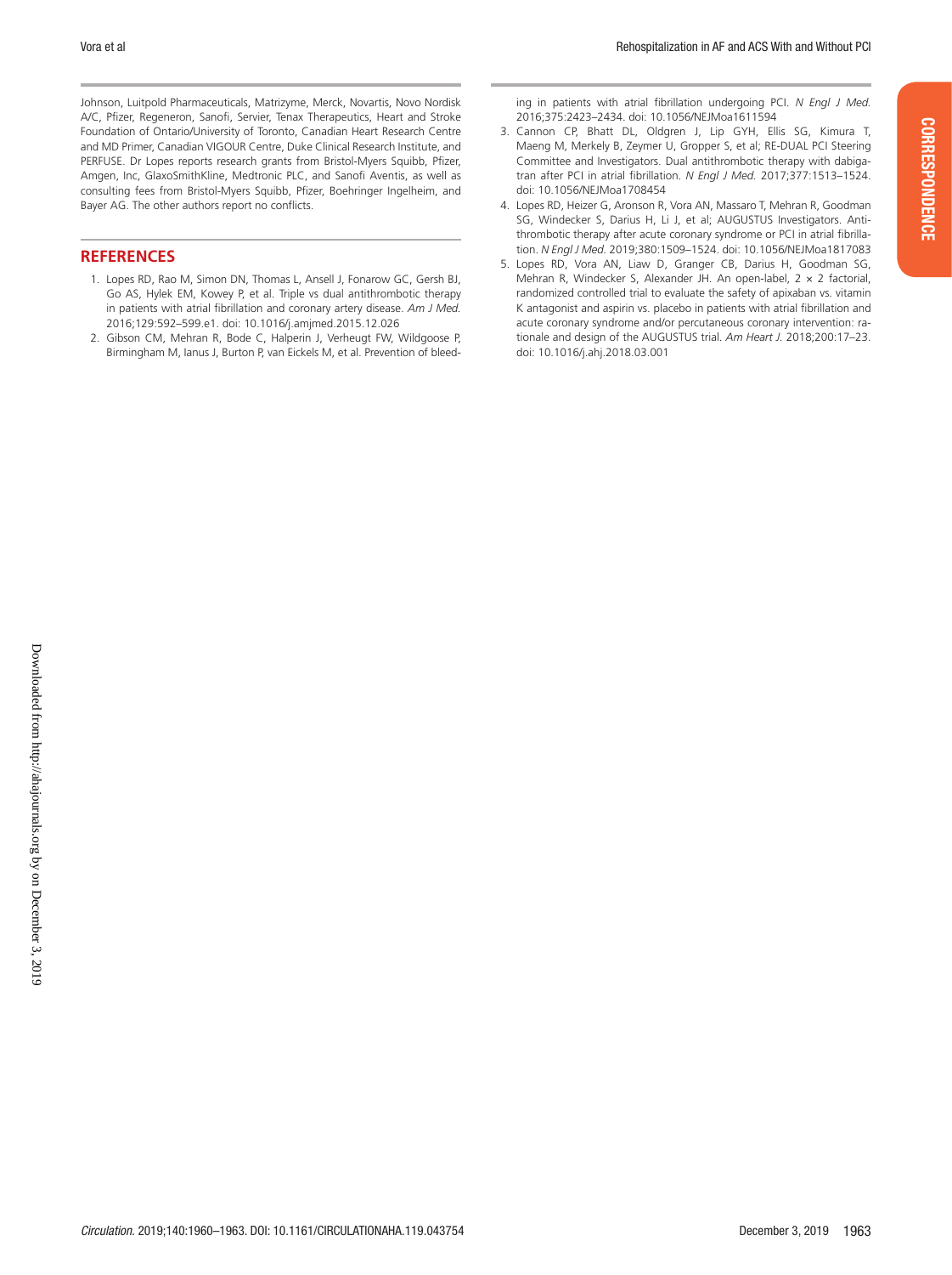Johnson, Luitpold Pharmaceuticals, Matrizyme, Merck, Novartis, Novo Nordisk A/C, Pfizer, Regeneron, Sanofi, Servier, Tenax Therapeutics, Heart and Stroke Foundation of Ontario/University of Toronto, Canadian Heart Research Centre and MD Primer, Canadian VIGOUR Centre, Duke Clinical Research Institute, and PERFUSE. Dr Lopes reports research grants from Bristol-Myers Squibb, Pfizer, Amgen, Inc, GlaxoSmithKline, Medtronic PLC, and Sanofi Aventis, as well as consulting fees from Bristol-Myers Squibb, Pfizer, Boehringer Ingelheim, and Bayer AG. The other authors report no conflicts.

## REFERENCES

1. Lopes RD, Rao M, Simon DN, Thomas L, Ansell J, Fonarow GC, Gersh BJ, Go AS, Hylek EM, Kowey P, et al. Triple vs dual antithrombotic therapy in patients with atrial fibrillation and coronary artery disease. *Am J Med.* 2016;129:592–599.e1. doi: 10.1016/j.amjmed.2015.12.026
2. Gibson CM, Mehran R, Bode C, Halperin J, Verheugt FW, Wildgoose P, Birmingham M, Ianus J, Burton P, van Eickels M, et al. Prevention of bleeding in patients with atrial fibrillation undergoing PCI. *N Engl J Med.* 2016;375:2423–2434. doi: 10.1056/NEJMoa1611594
3. Cannon CP, Bhatt DL, Oldgren J, Lip GYH, Ellis SG, Kimura T, Maeng M, Merkely B, Zeymer U, Gropper S, et al; RE-DUAL PCI Steering Committee and Investigators. Dual antithrombotic therapy with dabigatran after PCI in atrial fibrillation. *N Engl J Med.* 2017;377:1513–1524. doi: 10.1056/NEJMoa1708454
4. Lopes RD, Heizer G, Aronson R, Vora AN, Massaro T, Mehran R, Goodman SG, Windecker S, Darius H, Li J, et al; AUGUSTUS Investigators. Antithrombotic therapy after acute coronary syndrome or PCI in atrial fibrillation. *N Engl J Med.* 2019;380:1509–1524. doi: 10.1056/NEJMoa1817083
5. Lopes RD, Vora AN, Liaw D, Granger CB, Darius H, Goodman SG, Mehran R, Windecker S, Alexander JH. An open-label, 2 × 2 factorial, randomized controlled trial to evaluate the safety of apixaban vs. vitamin K antagonist and aspirin vs. placebo in patients with atrial fibrillation and acute coronary syndrome and/or percutaneous coronary intervention: rationale and design of the AUGUSTUS trial. *Am Heart J.* 2018;200:17–23. doi: 10.1016/j.ahj.2018.03.001